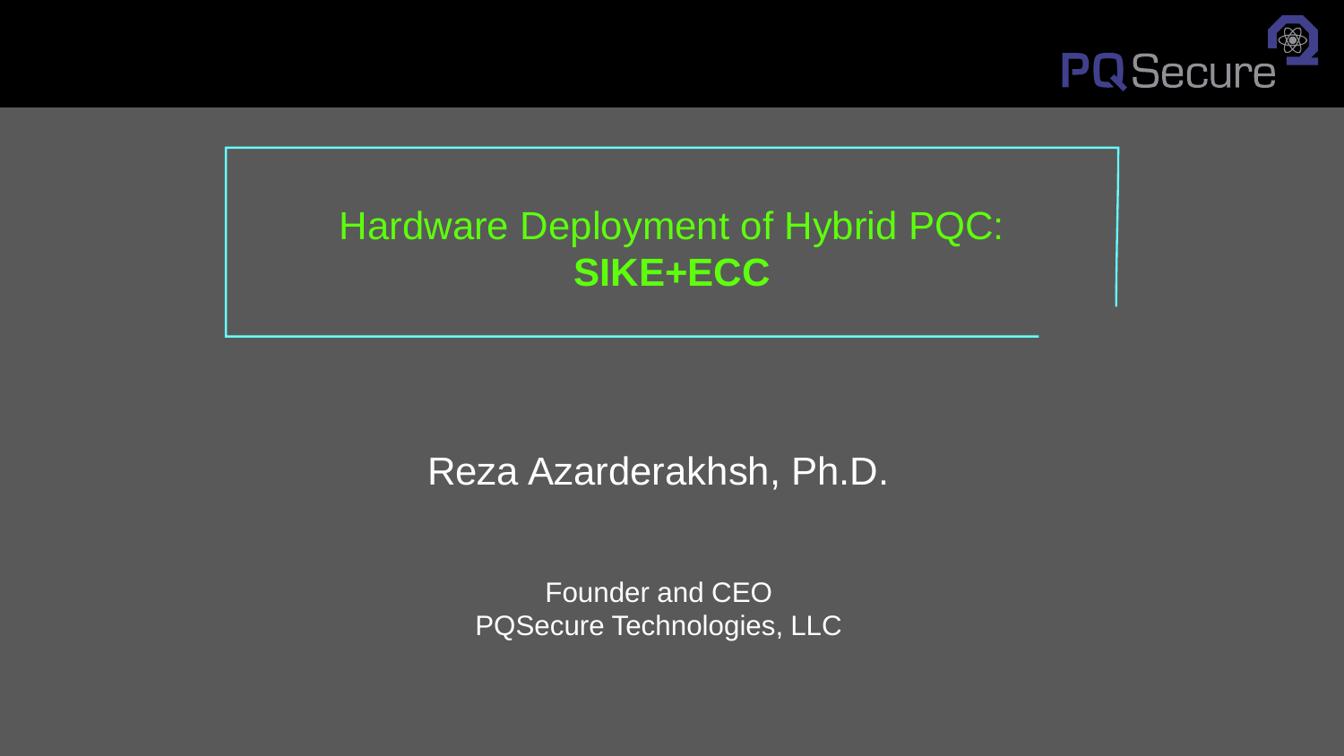# Hardware Deployment of Hybrid PQC: **SIKE+ECC**

Reza Azarderakhsh, Ph.D.

Founder and CEO
PQSecure Technologies, LLC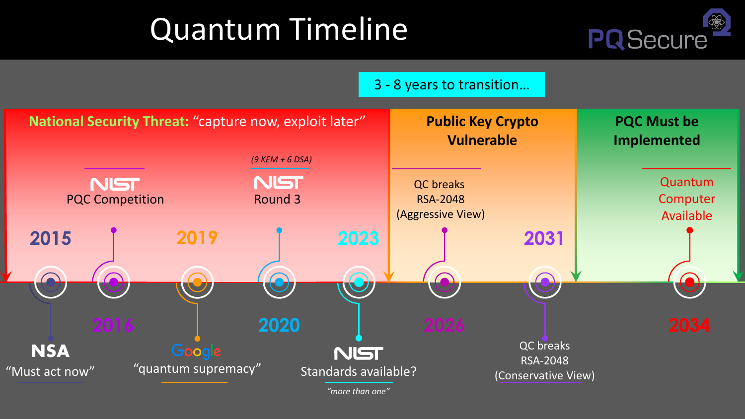# Quantum Timeline

PQSecure

**3 - 8 years to transition…**

**National Security Threat:** "capture now, exploit later"

**Public Key Crypto Vulnerable**

**PQC Must be Implemented**

- **2015** — NSA "Must act now"
- **2016** — NIST PQC Competition
- **2019** — Google "quantum supremacy"
- **2020** — NIST Round 3 *(9 KEM + 6 DSA)*
- **2023** — NIST Standards available? *"more than one"*
- **2026** — QC breaks RSA-2048 (Aggressive View)
- **2031** — QC breaks RSA-2048 (Conservative View)
- **2034** — Quantum Computer Available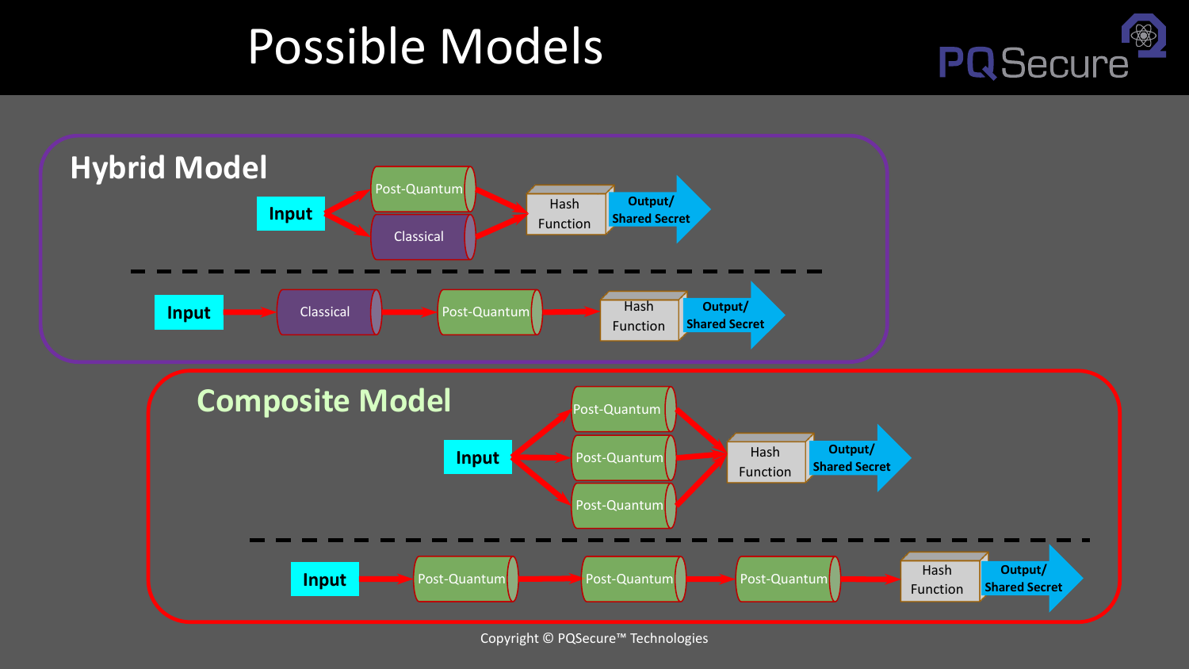# Possible Models

## Hybrid Model

Input → Post-Quantum / Classical → Hash Function → Output/ Shared Secret

Input → Classical → Post-Quantum → Hash Function → Output/ Shared Secret

## Composite Model

Input → Post-Quantum / Post-Quantum / Post-Quantum → Hash Function → Output/ Shared Secret

Input → Post-Quantum → Post-Quantum → Post-Quantum → Hash Function → Output/ Shared Secret

Copyright © PQSecure™ Technologies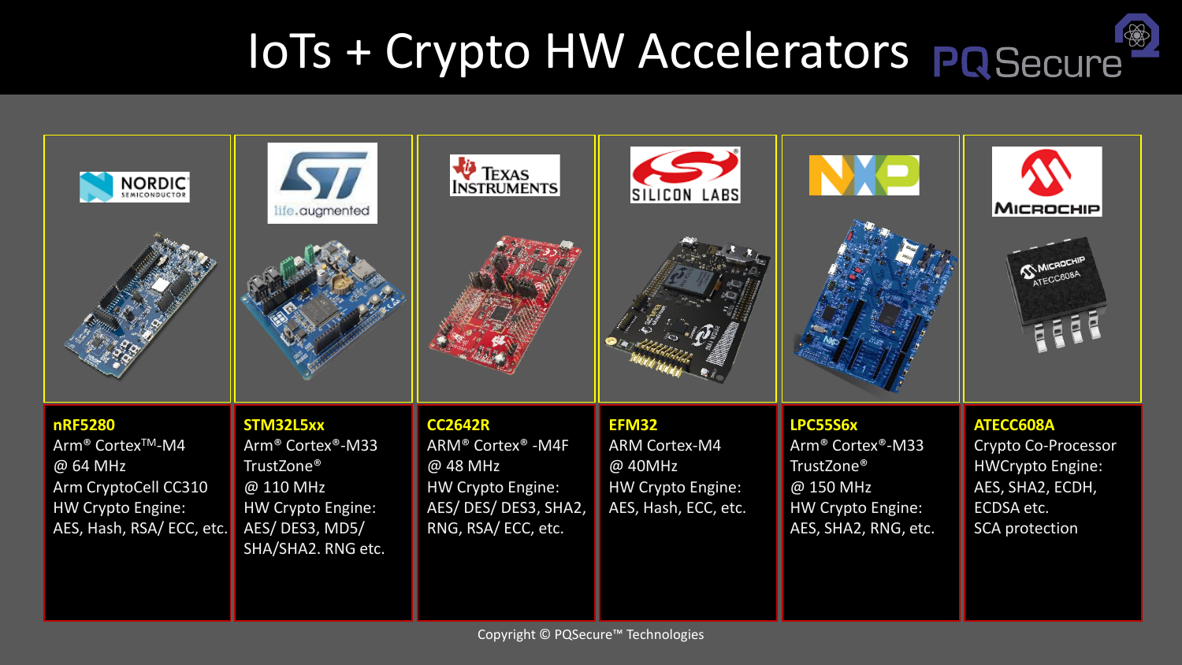# IoTs + Crypto HW Accelerators

PQSecure

**nRF5280**
Arm® Cortex™-M4
@ 64 MHz
Arm CryptoCell CC310
HW Crypto Engine:
AES, Hash, RSA/ ECC, etc.

**STM32L5xx**
Arm® Cortex®-M33
TrustZone®
@ 110 MHz
HW Crypto Engine:
AES/ DES3, MD5/
SHA/SHA2. RNG etc.

**CC2642R**
ARM® Cortex® -M4F
@ 48 MHz
HW Crypto Engine:
AES/ DES/ DES3, SHA2,
RNG, RSA/ ECC, etc.

**EFM32**
ARM Cortex-M4
@ 40MHz
HW Crypto Engine:
AES, Hash, ECC, etc.

**LPC55S6x**
Arm® Cortex®-M33
TrustZone®
@ 150 MHz
HW Crypto Engine:
AES, SHA2, RNG, etc.

**ATECC608A**
Crypto Co-Processor
HWCrypto Engine:
AES, SHA2, ECDH,
ECDSA etc.
SCA protection

Copyright © PQSecure™ Technologies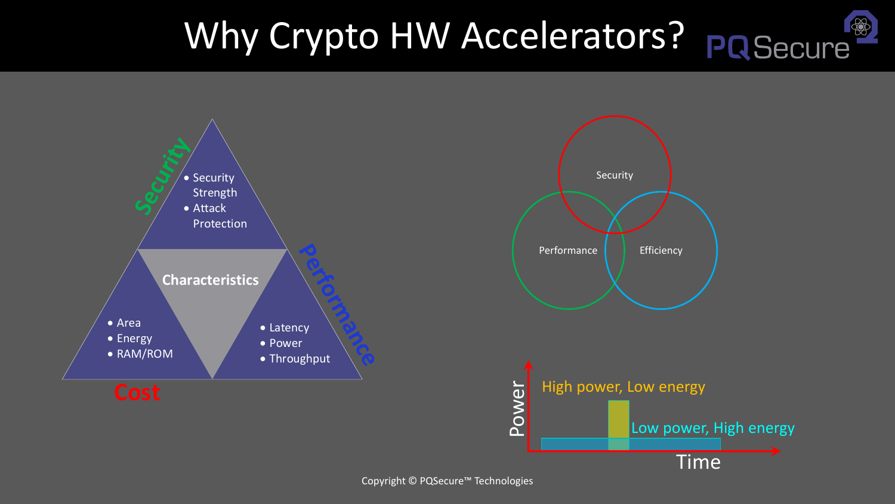# Why Crypto HW Accelerators?

**Security**
- Security Strength
- Attack Protection

**Characteristics**

**Cost**
- Area
- Energy
- RAM/ROM

**Performance**
- Latency
- Power
- Throughput

Security

Performance

Efficiency

Power

High power, Low energy

Low power, High energy

Time

Copyright © PQSecure™ Technologies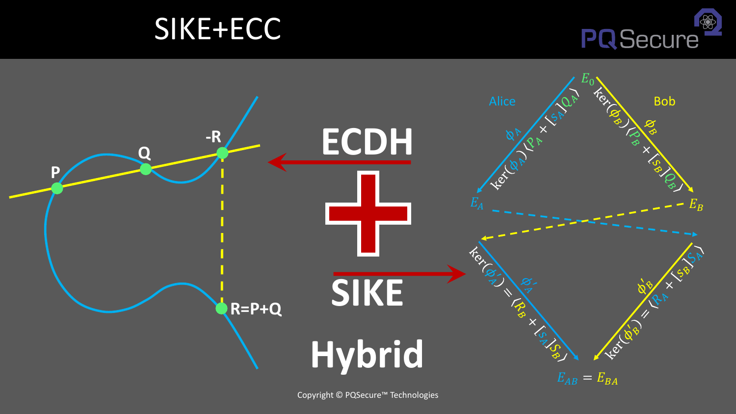# SIKE+ECC

PQSecure

P

Q

-R

R=P+Q

ECDH

SIKE

Hybrid

Alice

Bob

$E_0$

$\phi_A$

$\ker(\phi_A)\langle P_A + [s_A]Q_A \rangle$

$\phi_B$

$\ker(\phi_B)\langle P_B + [s_B]Q_B \rangle$

$E_A$

$E_B$

$\phi'_A$

$\ker(\phi'_A) = \langle R_B + [s_A]S_B \rangle$

$\phi'_B$

$\ker(\phi'_B) = \langle R_A + [s_B]S_A \rangle$

$E_{AB} = E_{BA}$

Copyright © PQSecure™ Technologies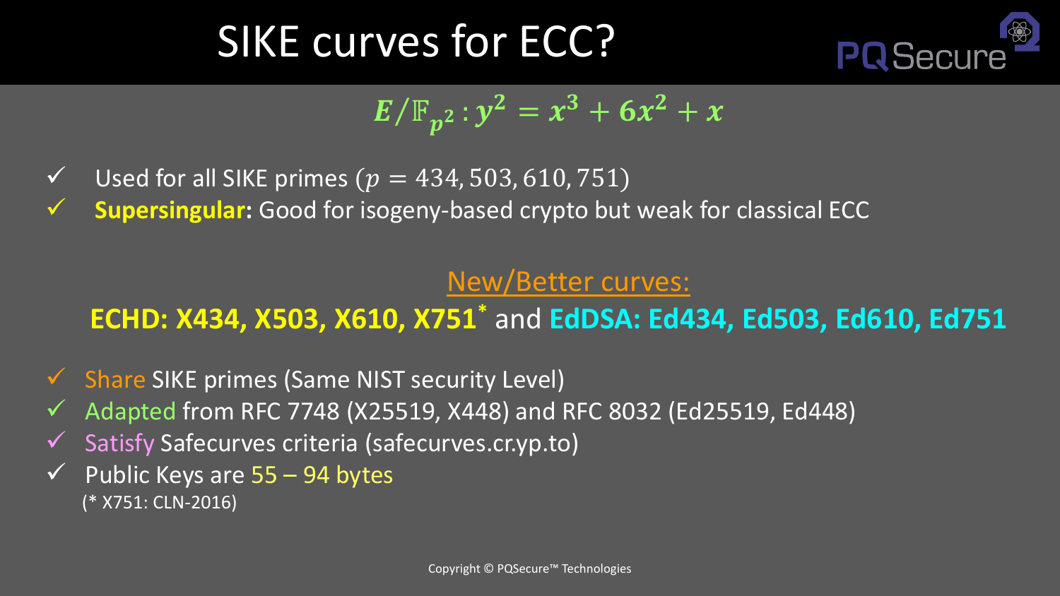# SIKE curves for ECC?

$$E/\mathbb{F}_{p^2} : y^2 = x^3 + 6x^2 + x$$

- ✓ Used for all SIKE primes ($p = 434, 503, 610, 751$)
- ✓ **Supersingular:** Good for isogeny-based crypto but weak for classical ECC

## New/Better curves:

**ECHD: X434, X503, X610, X751*** and **EdDSA: Ed434, Ed503, Ed610, Ed751**

- ✓ Share SIKE primes (Same NIST security Level)
- ✓ Adapted from RFC 7748 (X25519, X448) and RFC 8032 (Ed25519, Ed448)
- ✓ Satisfy Safecurves criteria (safecurves.cr.yp.to)
- ✓ Public Keys are 55 – 94 bytes

(* X751: CLN-2016)

Copyright © PQSecure™ Technologies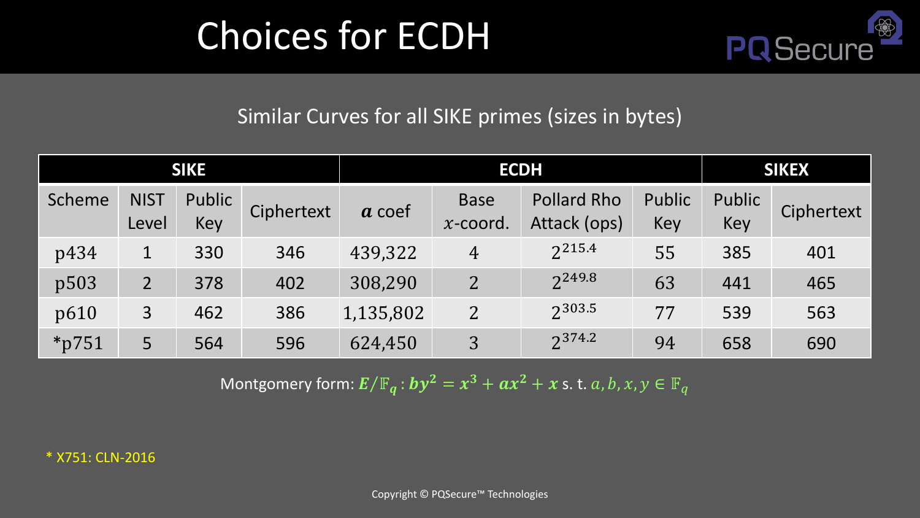# Choices for ECDH

Similar Curves for all SIKE primes (sizes in bytes)

| SIKE | | | | ECDH | | | | SIKEX | |
|---|---|---|---|---|---|---|---|---|---|
| Scheme | NIST Level | Public Key | Ciphertext | $\boldsymbol{a}$ coef | Base $x$-coord. | Pollard Rho Attack (ops) | Public Key | Public Key | Ciphertext |
| p434 | 1 | 330 | 346 | 439,322 | 4 | $2^{215.4}$ | 55 | 385 | 401 |
| p503 | 2 | 378 | 402 | 308,290 | 2 | $2^{249.8}$ | 63 | 441 | 465 |
| p610 | 3 | 462 | 386 | 1,135,802 | 2 | $2^{303.5}$ | 77 | 539 | 563 |
| *p751 | 5 | 564 | 596 | 624,450 | 3 | $2^{374.2}$ | 94 | 658 | 690 |

Montgomery form: $\boldsymbol{E/\mathbb{F}_q : by^2 = x^3 + ax^2 + x}$ s. t. $a, b, x, y \in \mathbb{F}_q$

* X751: CLN-2016

Copyright © PQSecure™ Technologies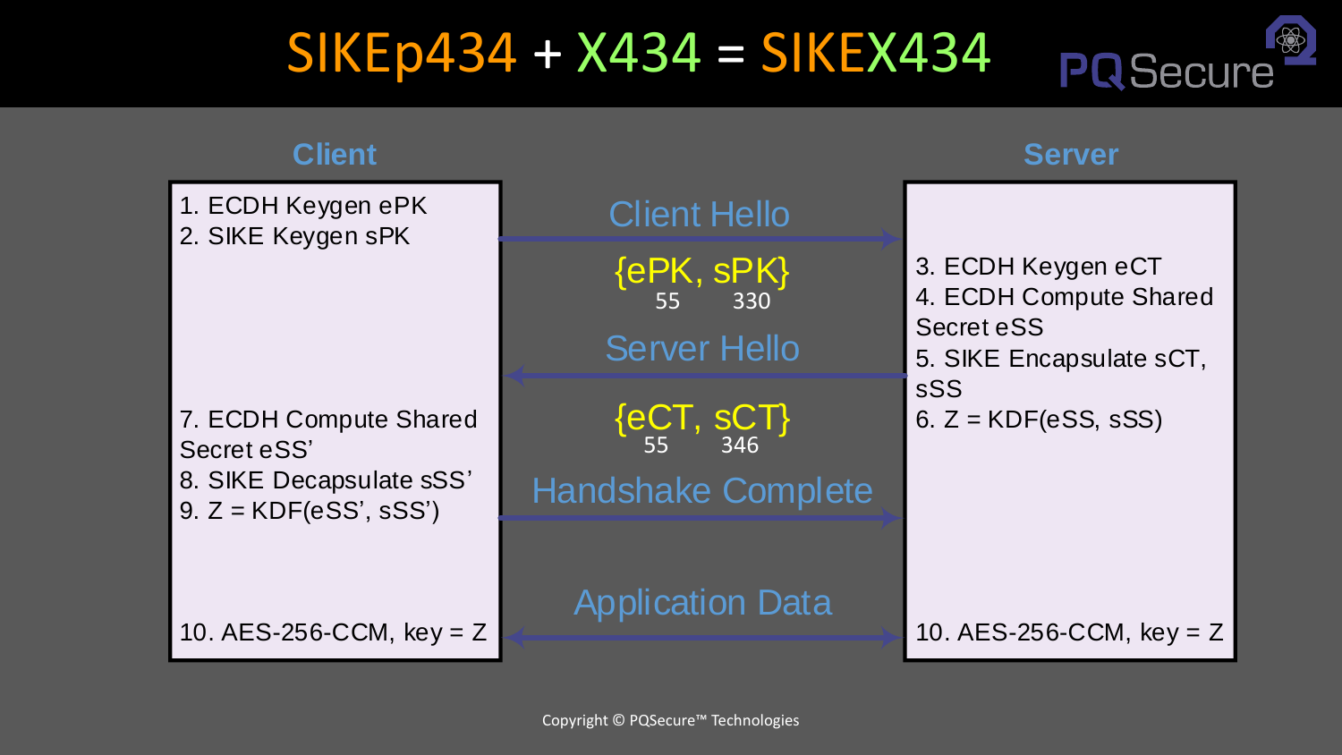# SIKEp434 + X434 = SIKEX434

PQSecure

**Client**

1. ECDH Keygen ePK
2. SIKE Keygen sPK

7. ECDH Compute Shared Secret eSS'
8. SIKE Decapsulate sSS'
9. Z = KDF(eSS', sSS')

10. AES-256-CCM, key = Z

**Client Hello** (Client → Server)

{ePK, sPK}
55 330

**Server Hello** (Server → Client)

{eCT, sCT}
55 346

**Handshake Complete** (Client → Server)

**Application Data** (Client ↔ Server)

**Server**

3. ECDH Keygen eCT
4. ECDH Compute Shared Secret eSS
5. SIKE Encapsulate sCT, sSS
6. Z = KDF(eSS, sSS)

10. AES-256-CCM, key = Z

Copyright © PQSecure™ Technologies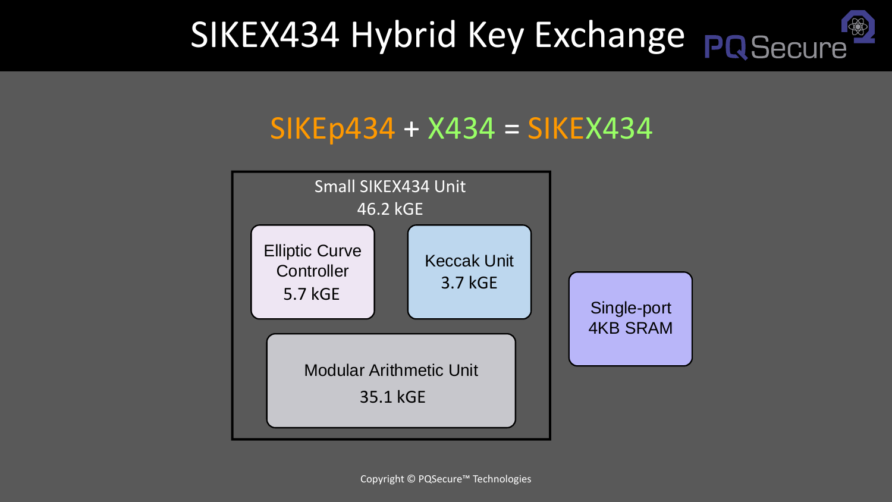# SIKEX434 Hybrid Key Exchange

PQSecure

## SIKEp434 + X434 = SIKEX434

Small SIKEX434 Unit
46.2 kGE

- Elliptic Curve Controller 5.7 kGE
- Keccak Unit 3.7 kGE
- Modular Arithmetic Unit 35.1 kGE

Single-port 4KB SRAM

Copyright © PQSecure™ Technologies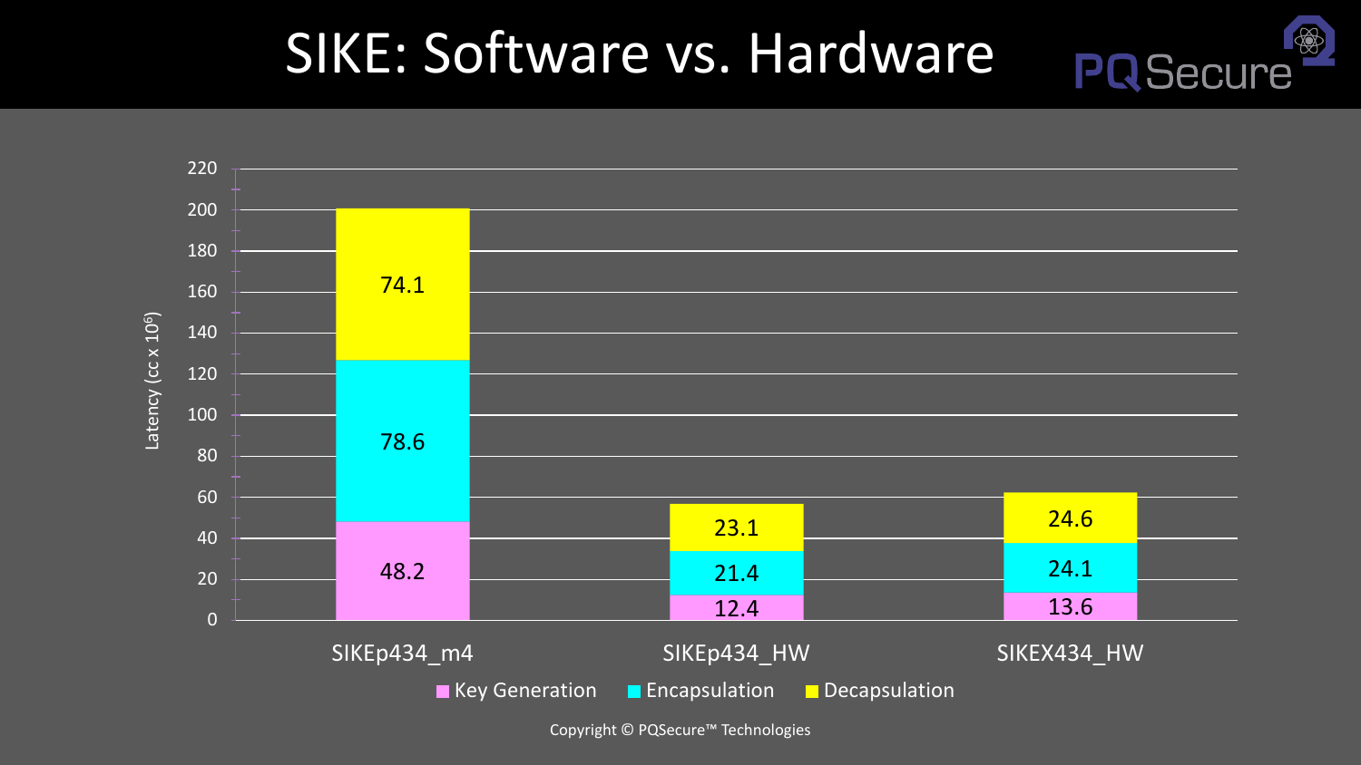# SIKE: Software vs. Hardware

| | Key Generation | Encapsulation | Decapsulation |
|---|---|---|---|
| SIKEp434_m4 | 48.2 | 78.6 | 74.1 |
| SIKEp434_HW | 12.4 | 21.4 | 23.1 |
| SIKEX434_HW | 13.6 | 24.1 | 24.6 |

Latency (cc x $10^6$)

Copyright © PQSecure™ Technologies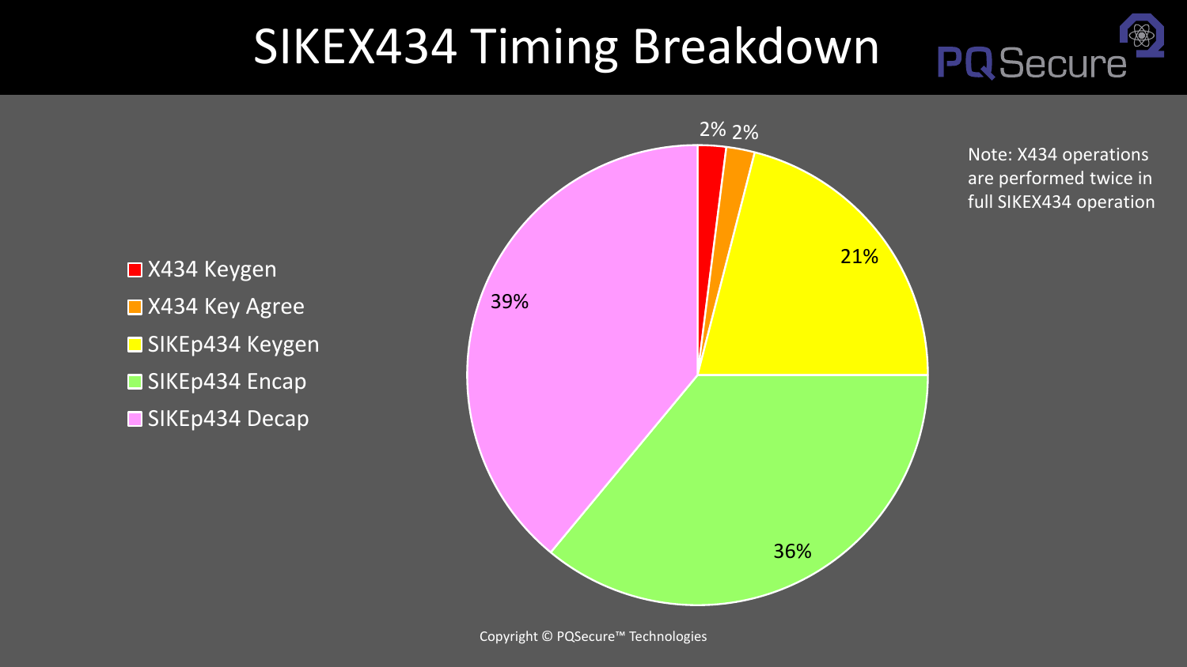# SIKEX434 Timing Breakdown

Note: X434 operations are performed twice in full SIKEX434 operation

| Operation | Percentage |
| --- | --- |
| X434 Keygen | 2% |
| X434 Key Agree | 2% |
| SIKEp434 Keygen | 21% |
| SIKEp434 Encap | 36% |
| SIKEp434 Decap | 39% |

Copyright © PQSecure™ Technologies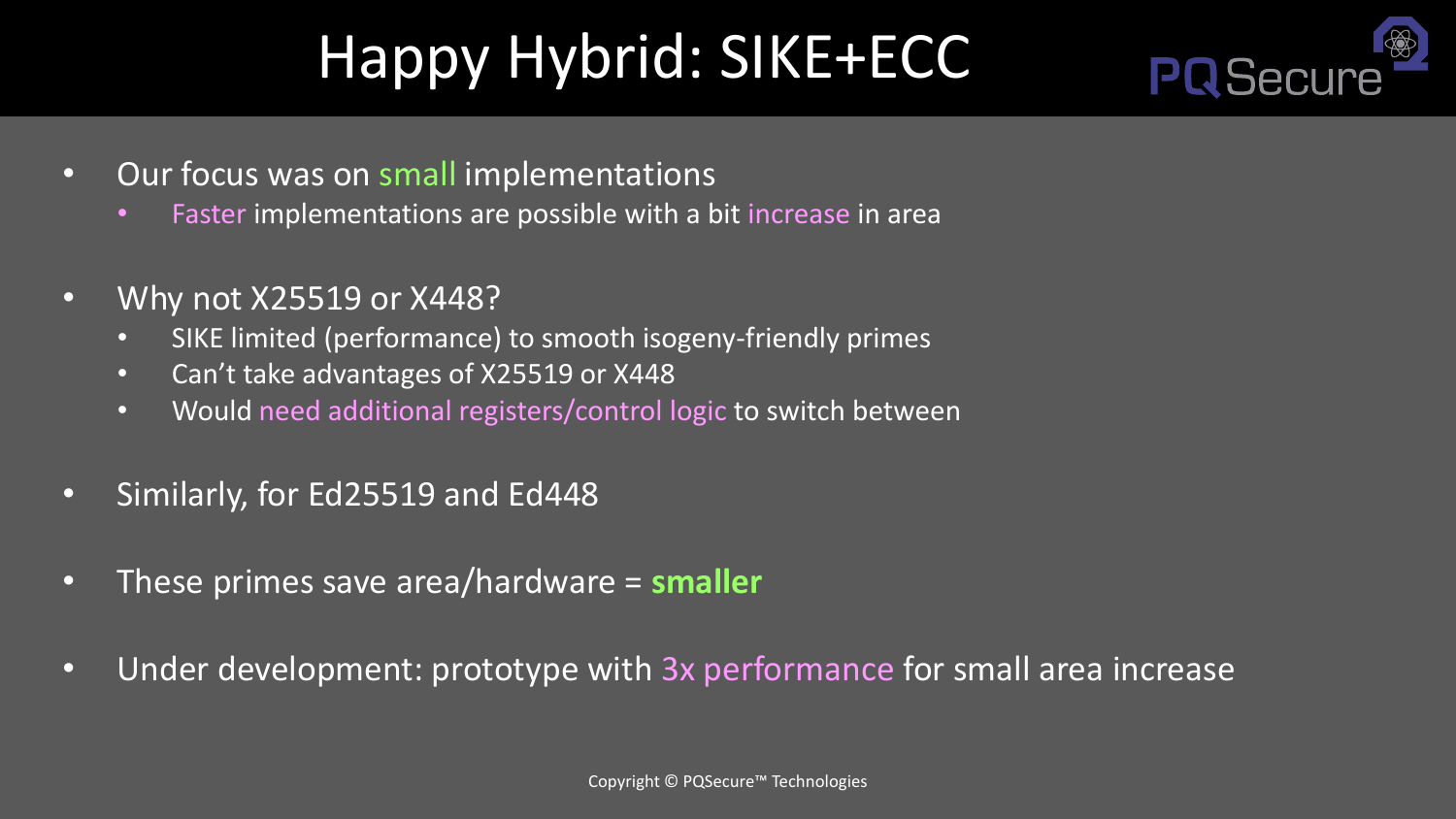# Happy Hybrid: SIKE+ECC

- Our focus was on small implementations
  - Faster implementations are possible with a bit increase in area
- Why not X25519 or X448?
  - SIKE limited (performance) to smooth isogeny-friendly primes
  - Can't take advantages of X25519 or X448
  - Would need additional registers/control logic to switch between
- Similarly, for Ed25519 and Ed448
- These primes save area/hardware = **smaller**
- Under development: prototype with 3x performance for small area increase